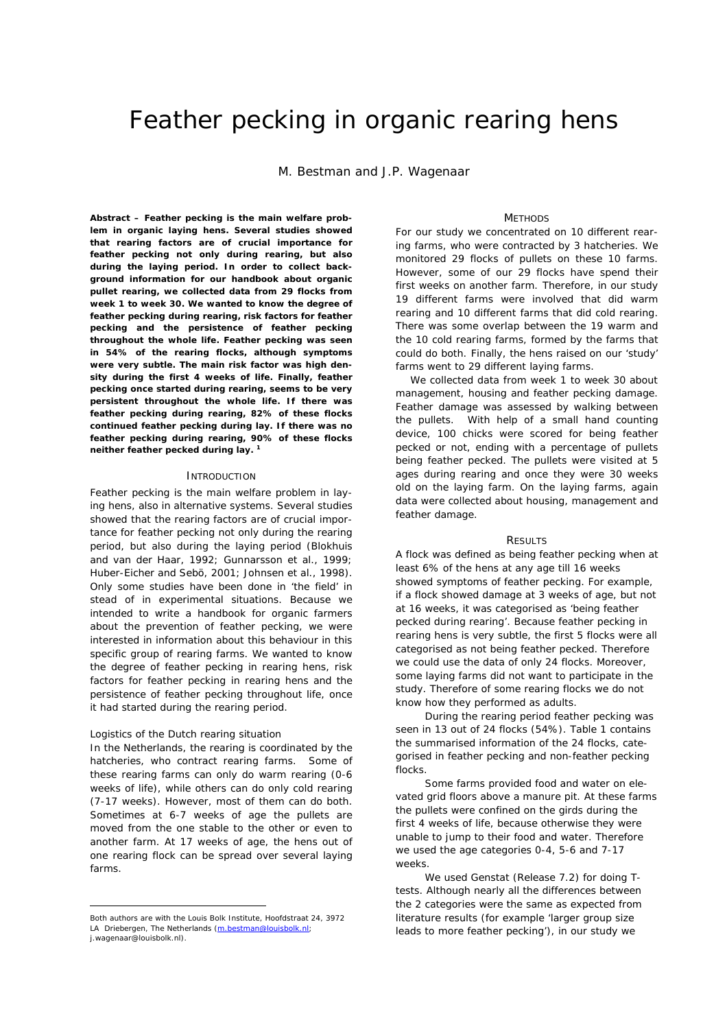# Feather pecking in organic rearing hens

M. Bestman and J.P. Wagenaar

**Abstract – Feather pecking is the main welfare problem in organic laying hens. Several studies showed that rearing factors are of crucial importance for feather pecking not only during rearing, but also during the laying period. In order to collect background information for our handbook about organic pullet rearing, we collected data from 29 flocks from week 1 to week 30. We wanted to know the degree of feather pecking during rearing, risk factors for feather pecking and the persistence of feather pecking throughout the whole life. Feather pecking was seen in 54% of the rearing flocks, although symptoms were very subtle. The main risk factor was high density during the first 4 weeks of life. Finally, feather pecking once started during rearing, seems to be very persistent throughout the whole life. If there was feather pecking during rearing, 82% of these flocks continued feather pecking during lay. If there was no feather pecking during rearing, 90% of these flocks neither feather pecked during lay. [1]**

## INTRODUCTION

Feather pecking is the main welfare problem in laying hens, also in alternative systems. Several studies showed that the rearing factors are of crucial importance for feather pecking not only during the rearing period, but also during the laying period (Blokhuis and van der Haar, 1992; Gunnarsson et al., 1999; Huber-Eicher and Sebö, 2001; Johnsen et al., 1998). Only some studies have been done in 'the field' in stead of in experimental situations. Because we intended to write a handbook for organic farmers about the prevention of feather pecking, we were interested in information about this behaviour in this specific group of rearing farms. We wanted to know the degree of feather pecking in rearing hens, risk factors for feather pecking in rearing hens and the persistence of feather pecking throughout life, once it had started during the rearing period.

### Logistics of the Dutch rearing situation

In the Netherlands, the rearing is coordinated by the hatcheries, who contract rearing farms. Some of these rearing farms can only do warm rearing (0-6 weeks of life), while others can do only cold rearing (7-17 weeks). However, most of them can do both. Sometimes at 6-7 weeks of age the pullets are moved from the one stable to the other or even to another farm. At 17 weeks of age, the hens out of one rearing flock can be spread over several laying farms.

## METHODS

For our study we concentrated on 10 different rearing farms, who were contracted by 3 hatcheries. We monitored 29 flocks of pullets on these 10 farms. However, some of our 29 flocks have spend their first weeks on another farm. Therefore, in our study 19 different farms were involved that did warm rearing and 10 different farms that did cold rearing. There was some overlap between the 19 warm and the 10 cold rearing farms, formed by the farms that could do both. Finally, the hens raised on our 'study' farms went to 29 different laying farms.

We collected data from week 1 to week 30 about management, housing and feather pecking damage. Feather damage was assessed by walking between the pullets. With help of a small hand counting device, 100 chicks were scored for being feather pecked or not, ending with a percentage of pullets being feather pecked. The pullets were visited at 5 ages during rearing and once they were 30 weeks old on the laying farm. On the laying farms, again data were collected about housing, management and feather damage.

## RESULTS

A flock was defined as being feather pecking when at least 6% of the hens at any age till 16 weeks showed symptoms of feather pecking. For example, if a flock showed damage at 3 weeks of age, but not at 16 weeks, it was categorised as 'being feather pecked during rearing'. Because feather pecking in rearing hens is very subtle, the first 5 flocks were all categorised as not being feather pecked. Therefore we could use the data of only 24 flocks. Moreover, some laying farms did not want to participate in the study. Therefore of some rearing flocks we do not know how they performed as adults.

During the rearing period feather pecking was seen in 13 out of 24 flocks (54%). Table 1 contains the summarised information of the 24 flocks, categorised in feather pecking and non-feather pecking flocks.

Some farms provided food and water on elevated grid floors above a manure pit. At these farms the pullets were confined on the girds during the first 4 weeks of life, because otherwise they were unable to jump to their food and water. Therefore we used the age categories 0-4, 5-6 and 7-17 weeks.

We used Genstat (Release 7.2) for doing T-tests. Although nearly all the differences between the 2 categories were the same as expected from literature results (for example 'larger group size leads to more feather pecking'), in our study we

---

[1] Both authors are with the Louis Bolk Institute, Hoofdstraat 24, 3972 LA Driebergen, The Netherlands (m.bestman@louisbolk.nl; j.wagenaar@louisbolk.nl).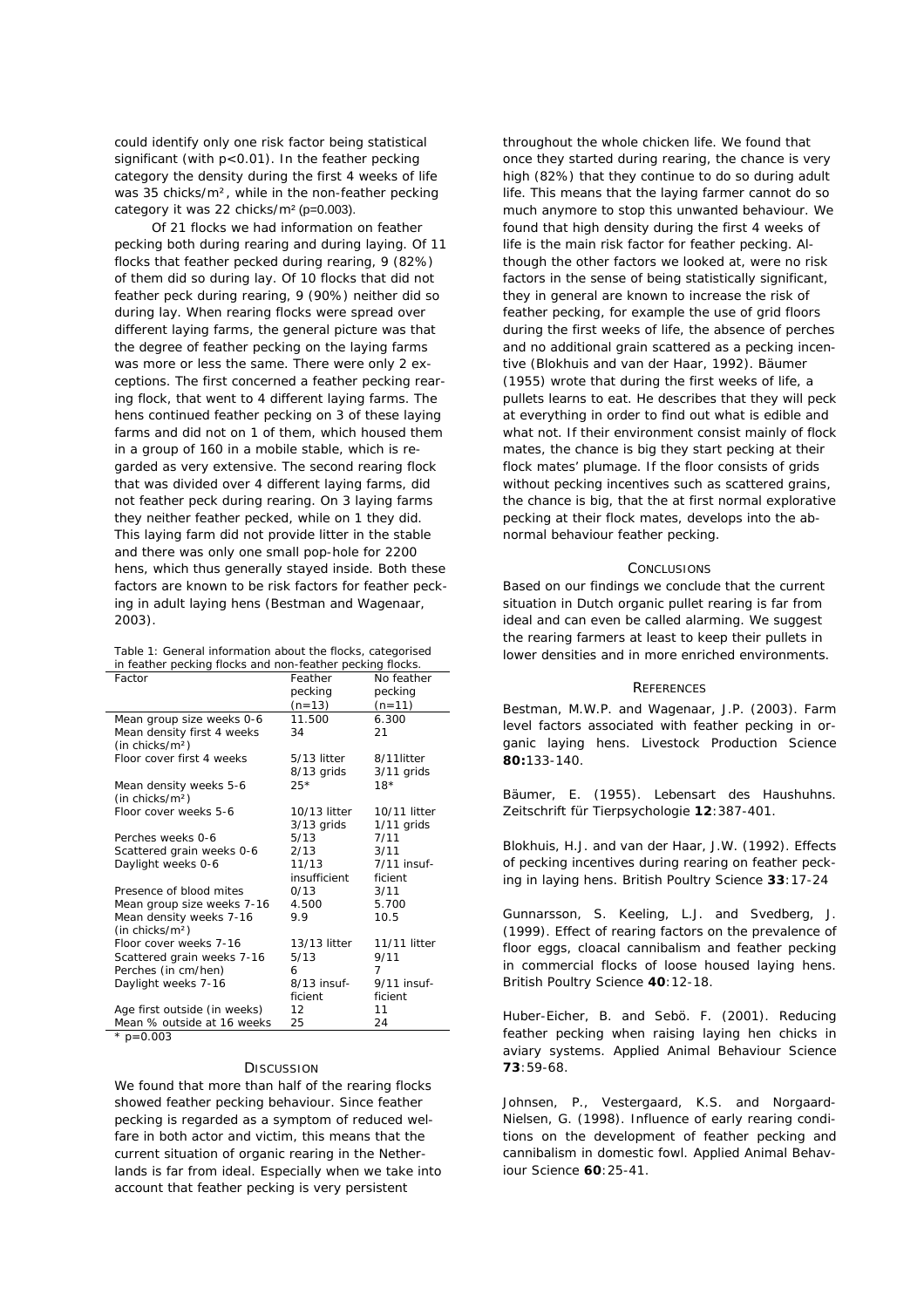could identify only one risk factor being statistical significant (with $p<0.01$). In the feather pecking category the density during the first 4 weeks of life was 35 chicks/m², while in the non-feather pecking category it was 22 chicks/m² ($p=0.003$).

Of 21 flocks we had information on feather pecking both during rearing and during laying. Of 11 flocks that feather pecked during rearing, 9 (82%) of them did so during lay. Of 10 flocks that did not feather peck during rearing, 9 (90%) neither did so during lay. When rearing flocks were spread over different laying farms, the general picture was that the degree of feather pecking on the laying farms was more or less the same. There were only 2 exceptions. The first concerned a feather pecking rearing flock, that went to 4 different laying farms. The hens continued feather pecking on 3 of these laying farms and did not on 1 of them, which housed them in a group of 160 in a mobile stable, which is regarded as very extensive. The second rearing flock that was divided over 4 different laying farms, did not feather peck during rearing. On 3 laying farms they neither feather pecked, while on 1 they did. This laying farm did not provide litter in the stable and there was only one small pop-hole for 2200 hens, which thus generally stayed inside. Both these factors are known to be risk factors for feather pecking in adult laying hens (Bestman and Wagenaar, 2003).

Table 1: General information about the flocks, categorised in feather pecking flocks and non-feather pecking flocks.

| Factor | Feather pecking (n=13) | No feather pecking (n=11) |
|---|---|---|
| Mean group size weeks 0-6 | 11.500 | 6.300 |
| Mean density first 4 weeks (in chicks/m²) | 34 | 21 |
| Floor cover first 4 weeks | 5/13 litter<br>8/13 grids | 8/11litter<br>3/11 grids |
| Mean density weeks 5-6 (in chicks/m²) | 25* | 18* |
| Floor cover weeks 5-6 | 10/13 litter<br>3/13 grids | 10/11 litter<br>1/11 grids |
| Perches weeks 0-6 | 5/13 | 7/11 |
| Scattered grain weeks 0-6 | 2/13 | 3/11 |
| Daylight weeks 0-6 | 11/13 insufficient | 7/11 insufficient |
| Presence of blood mites | 0/13 | 3/11 |
| Mean group size weeks 7-16 | 4.500 | 5.700 |
| Mean density weeks 7-16 (in chicks/m²) | 9.9 | 10.5 |
| Floor cover weeks 7-16 | 13/13 litter | 11/11 litter |
| Scattered grain weeks 7-16 | 5/13 | 9/11 |
| Perches (in cm/hen) | 6 | 7 |
| Daylight weeks 7-16 | 8/13 insufficient | 9/11 insufficient |
| Age first outside (in weeks) | 12 | 11 |
| Mean % outside at 16 weeks | 25 | 24 |

\* $p=0.003$

## Discussion

We found that more than half of the rearing flocks showed feather pecking behaviour. Since feather pecking is regarded as a symptom of reduced welfare in both actor and victim, this means that the current situation of organic rearing in the Netherlands is far from ideal. Especially when we take into account that feather pecking is very persistent throughout the whole chicken life. We found that once they started during rearing, the chance is very high (82%) that they continue to do so during adult life. This means that the laying farmer cannot do so much anymore to stop this unwanted behaviour. We found that high density during the first 4 weeks of life is the main risk factor for feather pecking. Although the other factors we looked at, were no risk factors in the sense of being statistically significant, they in general are known to increase the risk of feather pecking, for example the use of grid floors during the first weeks of life, the absence of perches and no additional grain scattered as a pecking incentive (Blokhuis and van der Haar, 1992). Bäumer (1955) wrote that during the first weeks of life, a pullets learns to eat. He describes that they will peck at everything in order to find out what is edible and what not. If their environment consist mainly of flock mates, the chance is big they start pecking at their flock mates' plumage. If the floor consists of grids without pecking incentives such as scattered grains, the chance is big, that the at first normal explorative pecking at their flock mates, develops into the abnormal behaviour feather pecking.

## Conclusions

Based on our findings we conclude that the current situation in Dutch organic pullet rearing is far from ideal and can even be called alarming. We suggest the rearing farmers at least to keep their pullets in lower densities and in more enriched environments.

## References

Bestman, M.W.P. and Wagenaar, J.P. (2003). Farm level factors associated with feather pecking in organic laying hens. Livestock Production Science **80:**133-140.

Bäumer, E. (1955). Lebensart des Haushuhns. Zeitschrift für Tierpsychologie **12**:387-401.

Blokhuis, H.J. and van der Haar, J.W. (1992). Effects of pecking incentives during rearing on feather pecking in laying hens. British Poultry Science **33**:17-24

Gunnarsson, S. Keeling, L.J. and Svedberg, J. (1999). Effect of rearing factors on the prevalence of floor eggs, cloacal cannibalism and feather pecking in commercial flocks of loose housed laying hens. British Poultry Science **40**:12-18.

Huber-Eicher, B. and Sebö. F. (2001). Reducing feather pecking when raising laying hen chicks in aviary systems. Applied Animal Behaviour Science **73**:59-68.

Johnsen, P., Vestergaard, K.S. and Norgaard-Nielsen, G. (1998). Influence of early rearing conditions on the development of feather pecking and cannibalism in domestic fowl. Applied Animal Behaviour Science **60**:25-41.